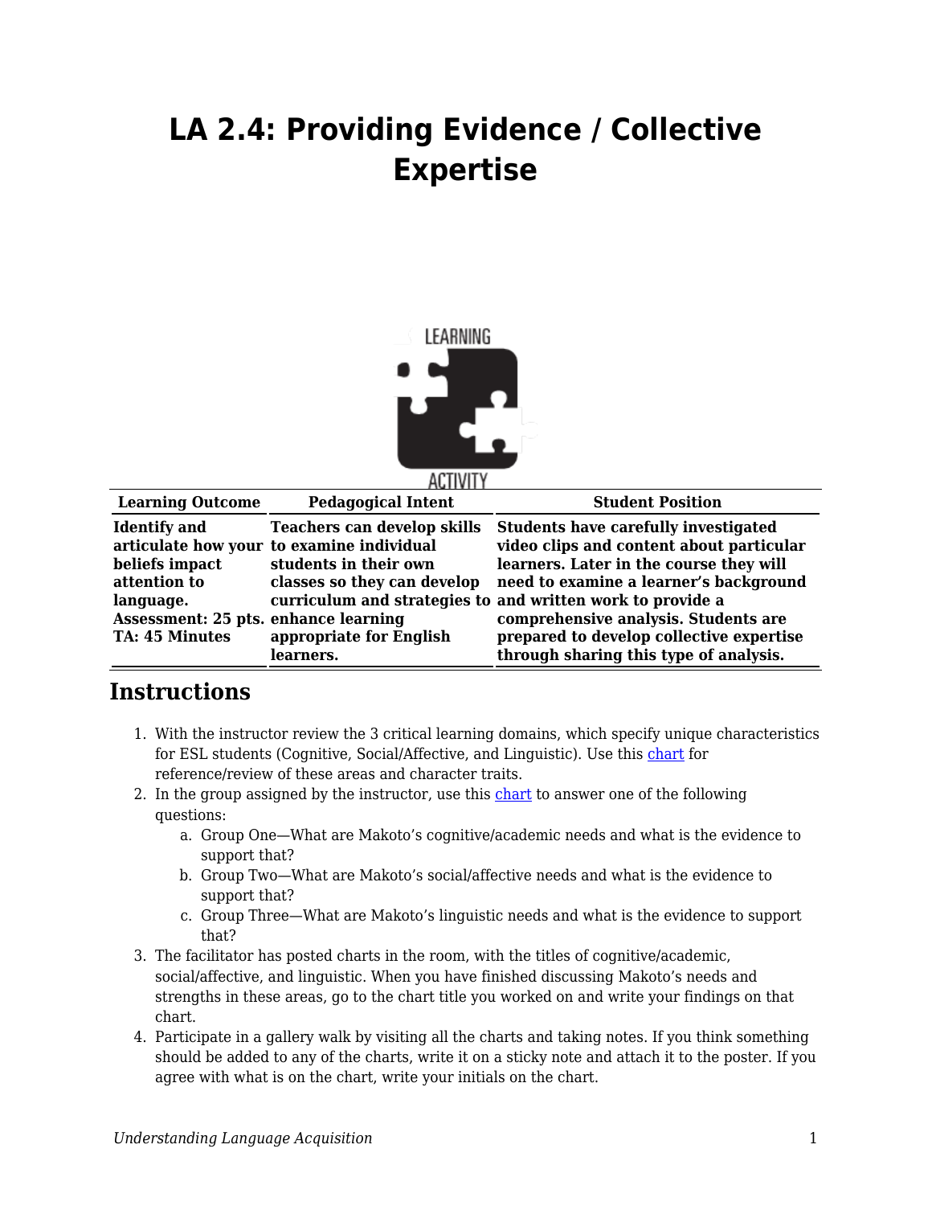# LA 2.4: Providing Evidence / Collective Expertise

| Learning Outcome | Pedagogical Intent | Student Position |
| --- | --- | --- |
| **Identify and articulate how your beliefs impact attention to language. Assessment: 25 pts. TA: 45 Minutes** | **Teachers can develop skills to examine individual students in their own classes so they can develop curriculum and strategies to enhance learning appropriate for English learners.** | **Students have carefully investigated video clips and content about particular learners. Later in the course they will need to examine a learner's background and written work to provide a comprehensive analysis. Students are prepared to develop collective expertise through sharing this type of analysis.** |

## Instructions

1. With the instructor review the 3 critical learning domains, which specify unique characteristics for ESL students (Cognitive, Social/Affective, and Linguistic). Use this chart for reference/review of these areas and character traits.
2. In the group assigned by the instructor, use this chart to answer one of the following questions:
   a. Group One—What are Makoto's cognitive/academic needs and what is the evidence to support that?
   b. Group Two—What are Makoto's social/affective needs and what is the evidence to support that?
   c. Group Three—What are Makoto's linguistic needs and what is the evidence to support that?
3. The facilitator has posted charts in the room, with the titles of cognitive/academic, social/affective, and linguistic. When you have finished discussing Makoto's needs and strengths in these areas, go to the chart title you worked on and write your findings on that chart.
4. Participate in a gallery walk by visiting all the charts and taking notes. If you think something should be added to any of the charts, write it on a sticky note and attach it to the poster. If you agree with what is on the chart, write your initials on the chart.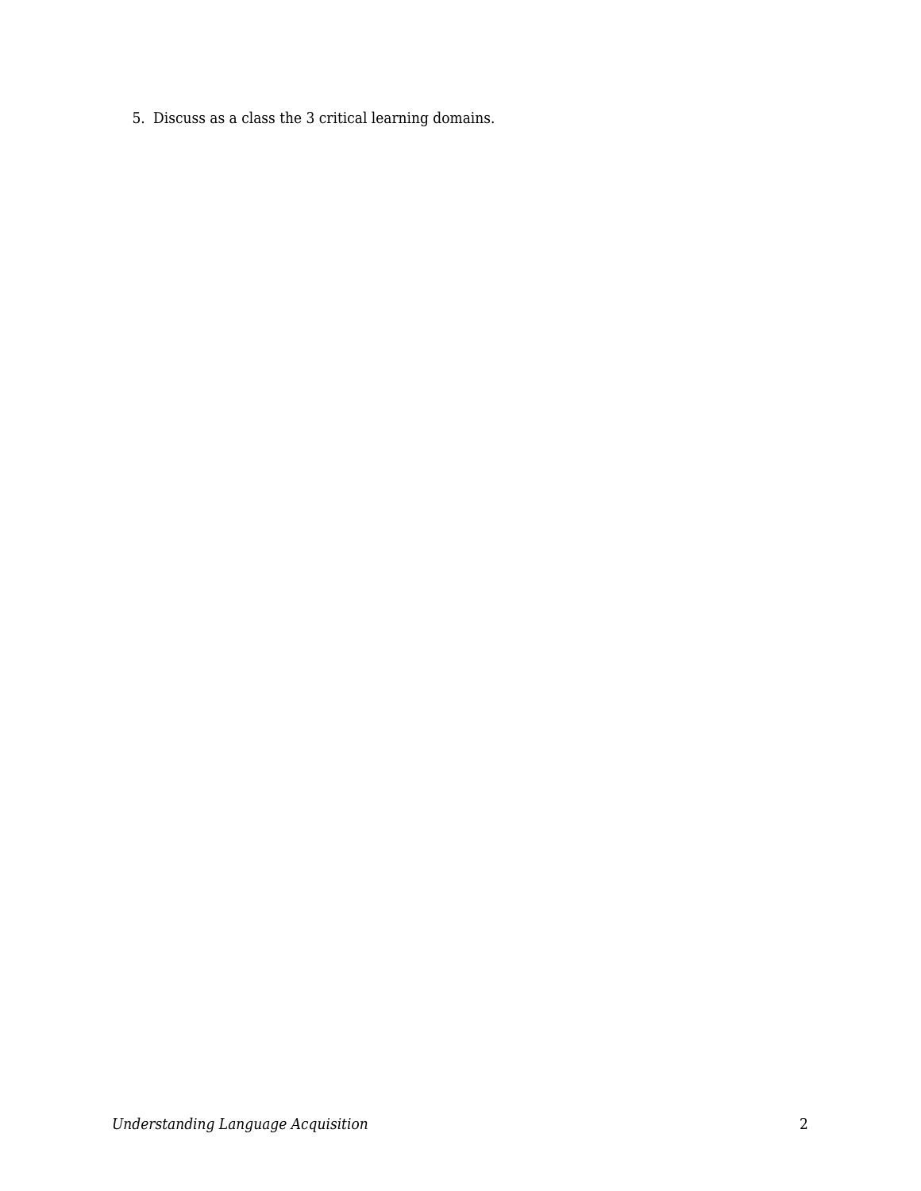5. Discuss as a class the 3 critical learning domains.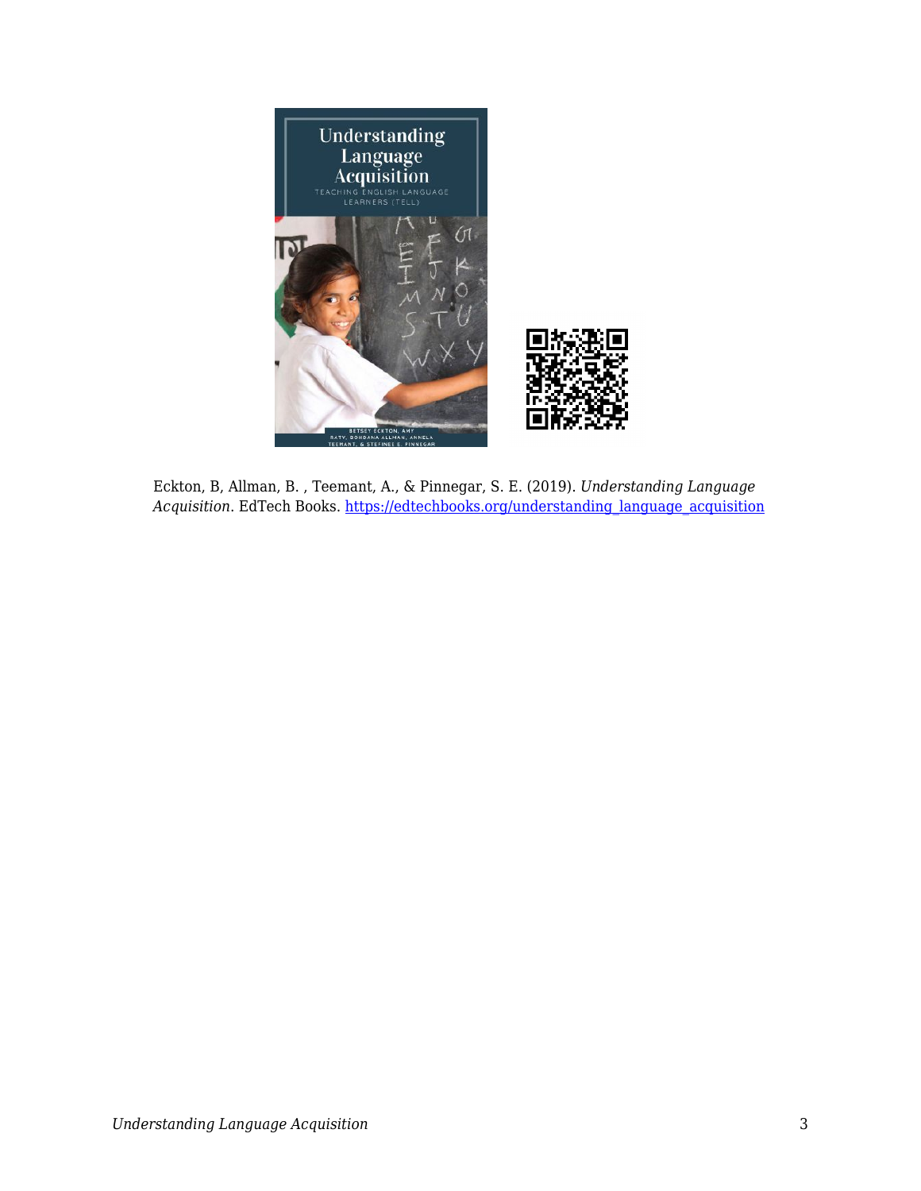Eckton, B, Allman, B. , Teemant, A., & Pinnegar, S. E. (2019). *Understanding Language Acquisition*. EdTech Books. https://edtechbooks.org/understanding_language_acquisition